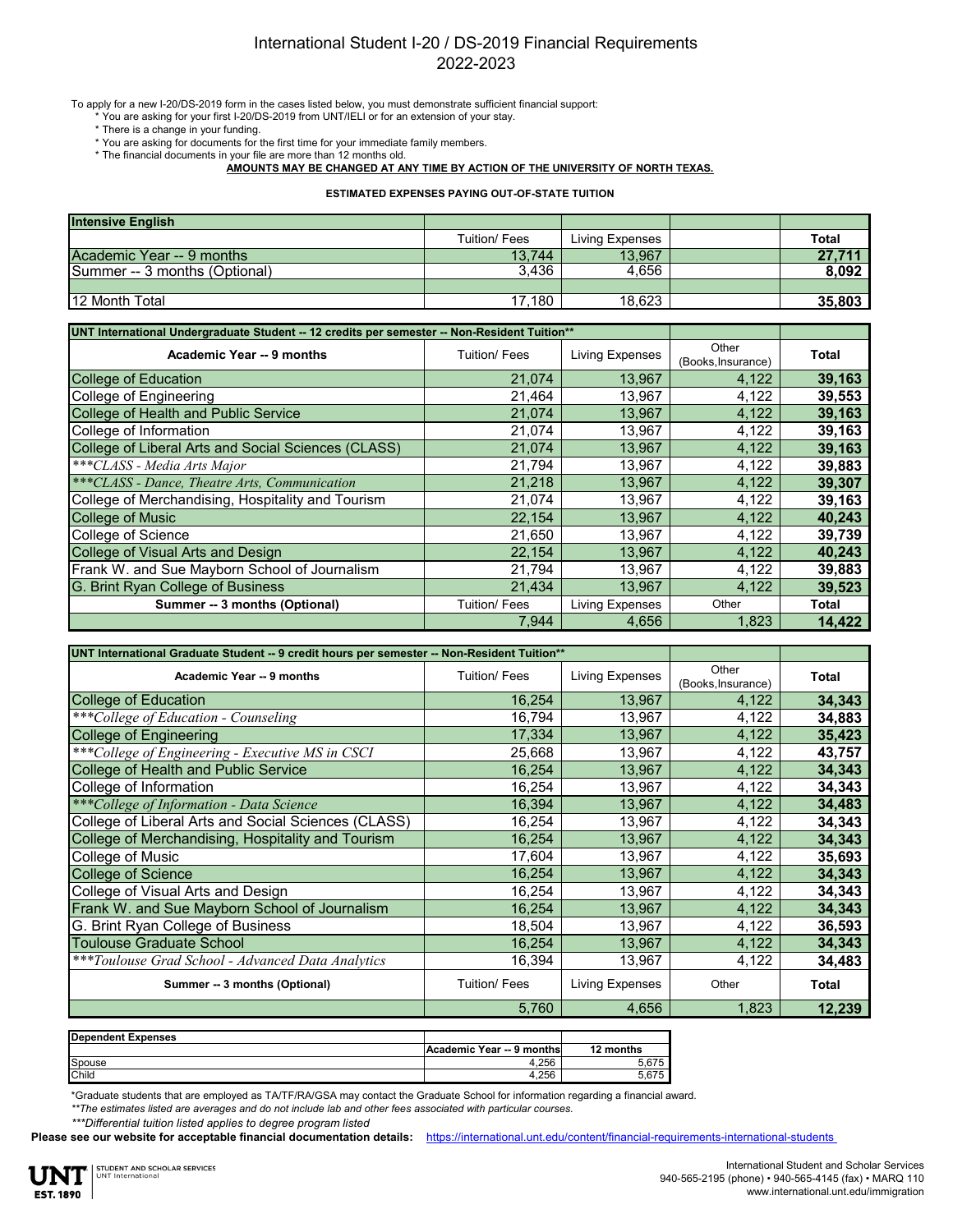# International Student I-20 / DS-2019 Financial Requirements
## 2022-2023

To apply for a new I-20/DS-2019 form in the cases listed below, you must demonstrate sufficient financial support:

- * You are asking for your first I-20/DS-2019 from UNT/IELI or for an extension of your stay.
- * There is a change in your funding.
- * You are asking for documents for the first time for your immediate family members.
- * The financial documents in your file are more than 12 months old.

**AMOUNTS MAY BE CHANGED AT ANY TIME BY ACTION OF THE UNIVERSITY OF NORTH TEXAS.**

**ESTIMATED EXPENSES PAYING OUT-OF-STATE TUITION**

| **Intensive English** | | | | |
|---|---|---|---|---|
| | Tuition/ Fees | Living Expenses | | **Total** |
| Academic Year -- 9 months | 13,744 | 13,967 | | **27,711** |
| Summer -- 3 months (Optional) | 3,436 | 4,656 | | **8,092** |
| | | | | |
| 12 Month Total | 17,180 | 18,623 | | **35,803** |

| **UNT International Undergraduate Student -- 12 credits per semester -- Non-Resident Tuition**** | | | | |
|---|---|---|---|---|
| **Academic Year -- 9 months** | Tuition/ Fees | Living Expenses | Other (Books,Insurance) | **Total** |
| College of Education | 21,074 | 13,967 | 4,122 | **39,163** |
| College of Engineering | 21,464 | 13,967 | 4,122 | **39,553** |
| College of Health and Public Service | 21,074 | 13,967 | 4,122 | **39,163** |
| College of Information | 21,074 | 13,967 | 4,122 | **39,163** |
| College of Liberal Arts and Social Sciences (CLASS) | 21,074 | 13,967 | 4,122 | **39,163** |
| *\*\*\*CLASS - Media Arts Major* | 21,794 | 13,967 | 4,122 | **39,883** |
| *\*\*\*CLASS - Dance, Theatre Arts, Communication* | 21,218 | 13,967 | 4,122 | **39,307** |
| College of Merchandising, Hospitality and Tourism | 21,074 | 13,967 | 4,122 | **39,163** |
| College of Music | 22,154 | 13,967 | 4,122 | **40,243** |
| College of Science | 21,650 | 13,967 | 4,122 | **39,739** |
| College of Visual Arts and Design | 22,154 | 13,967 | 4,122 | **40,243** |
| Frank W. and Sue Mayborn School of Journalism | 21,794 | 13,967 | 4,122 | **39,883** |
| G. Brint Ryan College of Business | 21,434 | 13,967 | 4,122 | **39,523** |
| **Summer -- 3 months (Optional)** | Tuition/ Fees | Living Expenses | Other | **Total** |
| | 7,944 | 4,656 | 1,823 | **14,422** |

| **UNT International Graduate Student -- 9 credit hours per semester -- Non-Resident Tuition**** | | | | |
|---|---|---|---|---|
| **Academic Year -- 9 months** | Tuition/ Fees | Living Expenses | Other (Books,Insurance) | **Total** |
| College of Education | 16,254 | 13,967 | 4,122 | **34,343** |
| *\*\*\*College of Education - Counseling* | 16,794 | 13,967 | 4,122 | **34,883** |
| College of Engineering | 17,334 | 13,967 | 4,122 | **35,423** |
| *\*\*\*College of Engineering - Executive MS in CSCI* | 25,668 | 13,967 | 4,122 | **43,757** |
| College of Health and Public Service | 16,254 | 13,967 | 4,122 | **34,343** |
| College of Information | 16,254 | 13,967 | 4,122 | **34,343** |
| *\*\*\*College of Information - Data Science* | 16,394 | 13,967 | 4,122 | **34,483** |
| College of Liberal Arts and Social Sciences (CLASS) | 16,254 | 13,967 | 4,122 | **34,343** |
| College of Merchandising, Hospitality and Tourism | 16,254 | 13,967 | 4,122 | **34,343** |
| College of Music | 17,604 | 13,967 | 4,122 | **35,693** |
| College of Science | 16,254 | 13,967 | 4,122 | **34,343** |
| College of Visual Arts and Design | 16,254 | 13,967 | 4,122 | **34,343** |
| Frank W. and Sue Mayborn School of Journalism | 16,254 | 13,967 | 4,122 | **34,343** |
| G. Brint Ryan College of Business | 18,504 | 13,967 | 4,122 | **36,593** |
| Toulouse Graduate School | 16,254 | 13,967 | 4,122 | **34,343** |
| *\*\*\*Toulouse Grad School - Advanced Data Analytics* | 16,394 | 13,967 | 4,122 | **34,483** |
| **Summer -- 3 months (Optional)** | Tuition/ Fees | Living Expenses | Other | **Total** |
| | 5,760 | 4,656 | 1,823 | **12,239** |

| **Dependent Expenses** | | |
|---|---|---|
| | **Academic Year -- 9 months** | **12 months** |
| Spouse | 4,256 | 5,675 |
| Child | 4,256 | 5,675 |

*Graduate students that are employed as TA/TF/RA/GSA may contact the Graduate School for information regarding a financial award.

*\*\*The estimates listed are averages and do not include lab and other fees associated with particular courses.*

*\*\*\*Differential tuition listed applies to degree program listed*

**Please see our website for acceptable financial documentation details:** https://international.unt.edu/content/financial-requirements-international-students

UNT EST. 1890 | STUDENT AND SCHOLAR SERVICES UNT International

International Student and Scholar Services
940-565-2195 (phone) • 940-565-4145 (fax) • MARQ 110
www.international.unt.edu/immigration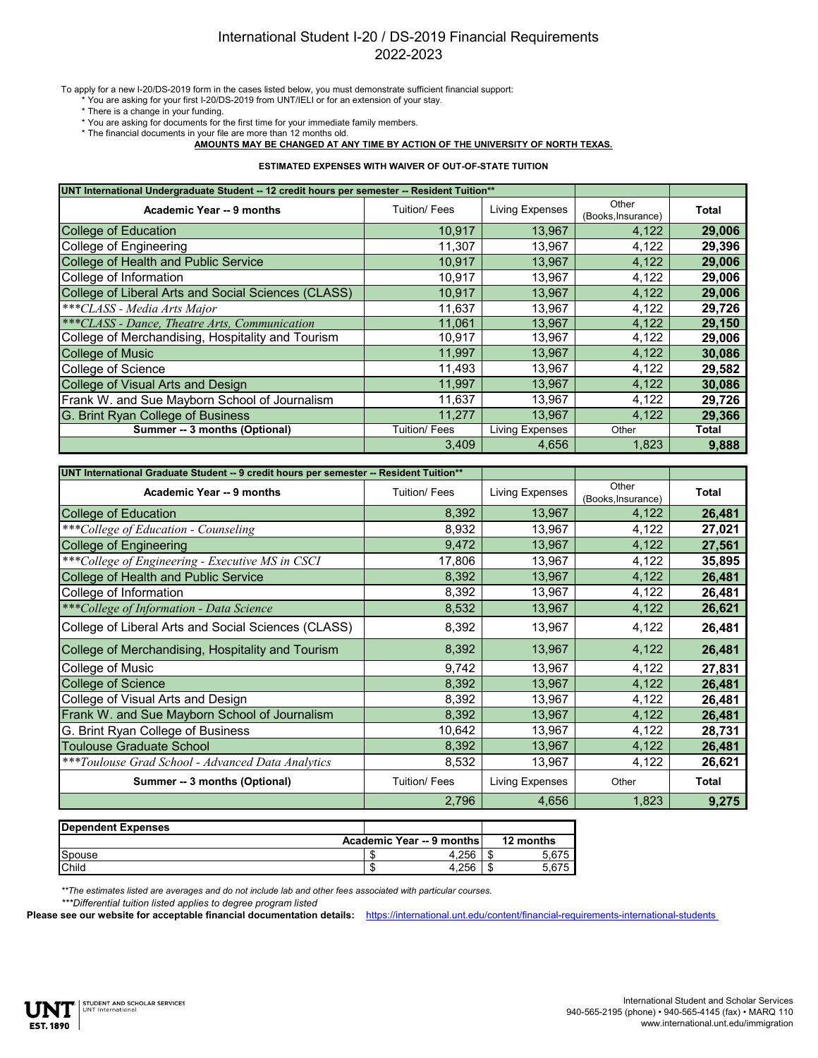# International Student I-20 / DS-2019 Financial Requirements
# 2022-2023

To apply for a new I-20/DS-2019 form in the cases listed below, you must demonstrate sufficient financial support:

* You are asking for your first I-20/DS-2019 from UNT/IELI or for an extension of your stay.
* There is a change in your funding.
* You are asking for documents for the first time for your immediate family members.
* The financial documents in your file are more than 12 months old.

**AMOUNTS MAY BE CHANGED AT ANY TIME BY ACTION OF THE UNIVERSITY OF NORTH TEXAS.**

**ESTIMATED EXPENSES WITH WAIVER OF OUT-OF-STATE TUITION**

| **UNT International Undergraduate Student -- 12 credit hours per semester -- Resident Tuition**** | | | | |
|---|---|---|---|---|
| **Academic Year -- 9 months** | Tuition/ Fees | Living Expenses | Other (Books,Insurance) | **Total** |
| College of Education | 10,917 | 13,967 | 4,122 | **29,006** |
| College of Engineering | 11,307 | 13,967 | 4,122 | **29,396** |
| College of Health and Public Service | 10,917 | 13,967 | 4,122 | **29,006** |
| College of Information | 10,917 | 13,967 | 4,122 | **29,006** |
| College of Liberal Arts and Social Sciences (CLASS) | 10,917 | 13,967 | 4,122 | **29,006** |
| *\*\*\*CLASS - Media Arts Major* | 11,637 | 13,967 | 4,122 | **29,726** |
| *\*\*\*CLASS - Dance, Theatre Arts, Communication* | 11,061 | 13,967 | 4,122 | **29,150** |
| College of Merchandising, Hospitality and Tourism | 10,917 | 13,967 | 4,122 | **29,006** |
| College of Music | 11,997 | 13,967 | 4,122 | **30,086** |
| College of Science | 11,493 | 13,967 | 4,122 | **29,582** |
| College of Visual Arts and Design | 11,997 | 13,967 | 4,122 | **30,086** |
| Frank W. and Sue Mayborn School of Journalism | 11,637 | 13,967 | 4,122 | **29,726** |
| G. Brint Ryan College of Business | 11,277 | 13,967 | 4,122 | **29,366** |
| **Summer -- 3 months (Optional)** | Tuition/ Fees | Living Expenses | Other | **Total** |
| | 3,409 | 4,656 | 1,823 | **9,888** |

| **UNT International Graduate Student -- 9 credit hours per semester -- Resident Tuition**** | | | | |
|---|---|---|---|---|
| **Academic Year -- 9 months** | Tuition/ Fees | Living Expenses | Other (Books,Insurance) | **Total** |
| College of Education | 8,392 | 13,967 | 4,122 | **26,481** |
| *\*\*\*College of Education - Counseling* | 8,932 | 13,967 | 4,122 | **27,021** |
| College of Engineering | 9,472 | 13,967 | 4,122 | **27,561** |
| *\*\*\*College of Engineering - Executive MS in CSCI* | 17,806 | 13,967 | 4,122 | **35,895** |
| College of Health and Public Service | 8,392 | 13,967 | 4,122 | **26,481** |
| College of Information | 8,392 | 13,967 | 4,122 | **26,481** |
| *\*\*\*College of Information - Data Science* | 8,532 | 13,967 | 4,122 | **26,621** |
| College of Liberal Arts and Social Sciences (CLASS) | 8,392 | 13,967 | 4,122 | **26,481** |
| College of Merchandising, Hospitality and Tourism | 8,392 | 13,967 | 4,122 | **26,481** |
| College of Music | 9,742 | 13,967 | 4,122 | **27,831** |
| College of Science | 8,392 | 13,967 | 4,122 | **26,481** |
| College of Visual Arts and Design | 8,392 | 13,967 | 4,122 | **26,481** |
| Frank W. and Sue Mayborn School of Journalism | 8,392 | 13,967 | 4,122 | **26,481** |
| G. Brint Ryan College of Business | 10,642 | 13,967 | 4,122 | **28,731** |
| Toulouse Graduate School | 8,392 | 13,967 | 4,122 | **26,481** |
| *\*\*\*Toulouse Grad School - Advanced Data Analytics* | 8,532 | 13,967 | 4,122 | **26,621** |
| **Summer -- 3 months (Optional)** | Tuition/ Fees | Living Expenses | Other | **Total** |
| | 2,796 | 4,656 | 1,823 | **9,275** |

| **Dependent Expenses** | | |
|---|---|---|
| | **Academic Year -- 9 months** | **12 months** |
| Spouse | $ 4,256 | $ 5,675 |
| Child | $ 4,256 | $ 5,675 |

*\*\*The estimates listed are averages and do not include lab and other fees associated with particular courses.*

*\*\*\*Differential tuition listed applies to degree program listed*

**Please see our website for acceptable financial documentation details:** https://international.unt.edu/content/financial-requirements-international-students

UNT EST. 1890 | STUDENT AND SCHOLAR SERVICES UNT International

International Student and Scholar Services
940-565-2195 (phone) • 940-565-4145 (fax) • MARQ 110
www.international.unt.edu/immigration